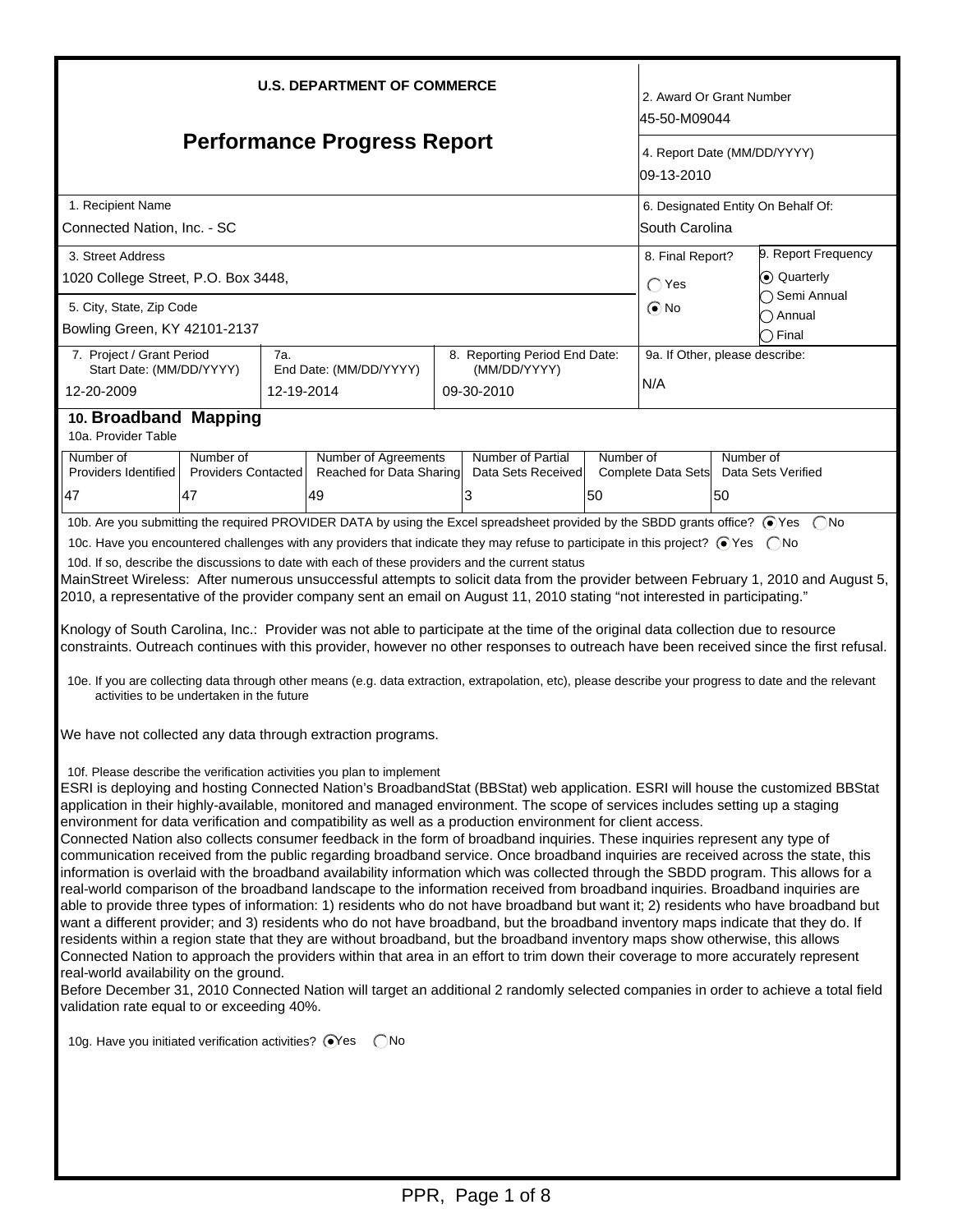# U.S. DEPARTMENT OF COMMERCE

## Performance Progress Report

| Field | Value |
| --- | --- |
| 2. Award Or Grant Number | 45-50-M09044 |
| 4. Report Date (MM/DD/YYYY) | 09-13-2010 |
| 1. Recipient Name | Connected Nation, Inc. - SC |
| 6. Designated Entity On Behalf Of: | South Carolina |
| 3. Street Address | 1020 College Street, P.O. Box 3448, |
| 5. City, State, Zip Code | Bowling Green, KY 42101-2137 |
| 8. Final Report? | ◯ Yes ⦿ No |
| 9. Report Frequency | ⦿ Quarterly ◯ Semi Annual ◯ Annual ◯ Final |
| 7. Project / Grant Period Start Date: (MM/DD/YYYY) | 12-20-2009 |
| 7a. End Date: (MM/DD/YYYY) | 12-19-2014 |
| 8. Reporting Period End Date: (MM/DD/YYYY) | 09-30-2010 |
| 9a. If Other, please describe: | N/A |

## 10. Broadband Mapping

10a. Provider Table

| Number of Providers Identified | Number of Providers Contacted | Number of Agreements Reached for Data Sharing | Number of Partial Data Sets Received | Number of Complete Data Sets | Number of Data Sets Verified |
| --- | --- | --- | --- | --- | --- |
| 47 | 47 | 49 | 3 | 50 | 50 |

10b. Are you submitting the required PROVIDER DATA by using the Excel spreadsheet provided by the SBDD grants office? ⦿ Yes ◯ No

10c. Have you encountered challenges with any providers that indicate they may refuse to participate in this project? ⦿ Yes ◯ No

10d. If so, describe the discussions to date with each of these providers and the current status

MainStreet Wireless: After numerous unsuccessful attempts to solicit data from the provider between February 1, 2010 and August 5, 2010, a representative of the provider company sent an email on August 11, 2010 stating "not interested in participating."

Knology of South Carolina, Inc.: Provider was not able to participate at the time of the original data collection due to resource constraints. Outreach continues with this provider, however no other responses to outreach have been received since the first refusal.

10e. If you are collecting data through other means (e.g. data extraction, extrapolation, etc), please describe your progress to date and the relevant activities to be undertaken in the future

We have not collected any data through extraction programs.

10f. Please describe the verification activities you plan to implement

ESRI is deploying and hosting Connected Nation's BroadbandStat (BBStat) web application. ESRI will house the customized BBStat application in their highly-available, monitored and managed environment. The scope of services includes setting up a staging environment for data verification and compatibility as well as a production environment for client access.

Connected Nation also collects consumer feedback in the form of broadband inquiries. These inquiries represent any type of communication received from the public regarding broadband service. Once broadband inquiries are received across the state, this information is overlaid with the broadband availability information which was collected through the SBDD program. This allows for a real-world comparison of the broadband landscape to the information received from broadband inquiries. Broadband inquiries are able to provide three types of information: 1) residents who do not have broadband but want it; 2) residents who have broadband but want a different provider; and 3) residents who do not have broadband, but the broadband inventory maps indicate that they do. If residents within a region state that they are without broadband, but the broadband inventory maps show otherwise, this allows Connected Nation to approach the providers within that area in an effort to trim down their coverage to more accurately represent real-world availability on the ground.

Before December 31, 2010 Connected Nation will target an additional 2 randomly selected companies in order to achieve a total field validation rate equal to or exceeding 40%.

10g. Have you initiated verification activities? ⦿ Yes ◯ No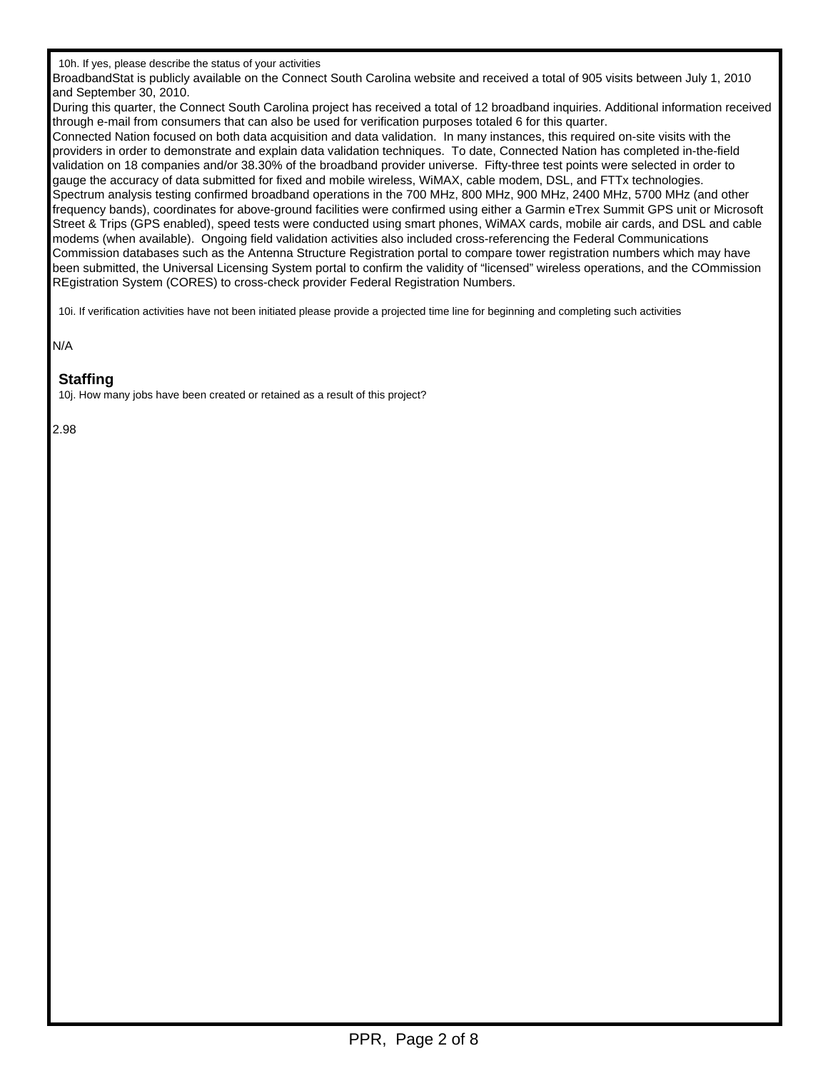10h. If yes, please describe the status of your activities

BroadbandStat is publicly available on the Connect South Carolina website and received a total of 905 visits between July 1, 2010 and September 30, 2010.

During this quarter, the Connect South Carolina project has received a total of 12 broadband inquiries. Additional information received through e-mail from consumers that can also be used for verification purposes totaled 6 for this quarter.

Connected Nation focused on both data acquisition and data validation. In many instances, this required on-site visits with the providers in order to demonstrate and explain data validation techniques. To date, Connected Nation has completed in-the-field validation on 18 companies and/or 38.30% of the broadband provider universe. Fifty-three test points were selected in order to gauge the accuracy of data submitted for fixed and mobile wireless, WiMAX, cable modem, DSL, and FTTx technologies.

Spectrum analysis testing confirmed broadband operations in the 700 MHz, 800 MHz, 900 MHz, 2400 MHz, 5700 MHz (and other frequency bands), coordinates for above-ground facilities were confirmed using either a Garmin eTrex Summit GPS unit or Microsoft Street & Trips (GPS enabled), speed tests were conducted using smart phones, WiMAX cards, mobile air cards, and DSL and cable modems (when available). Ongoing field validation activities also included cross-referencing the Federal Communications Commission databases such as the Antenna Structure Registration portal to compare tower registration numbers which may have been submitted, the Universal Licensing System portal to confirm the validity of "licensed" wireless operations, and the COmmission REgistration System (CORES) to cross-check provider Federal Registration Numbers.

10i. If verification activities have not been initiated please provide a projected time line for beginning and completing such activities

N/A

## Staffing

10j. How many jobs have been created or retained as a result of this project?

2.98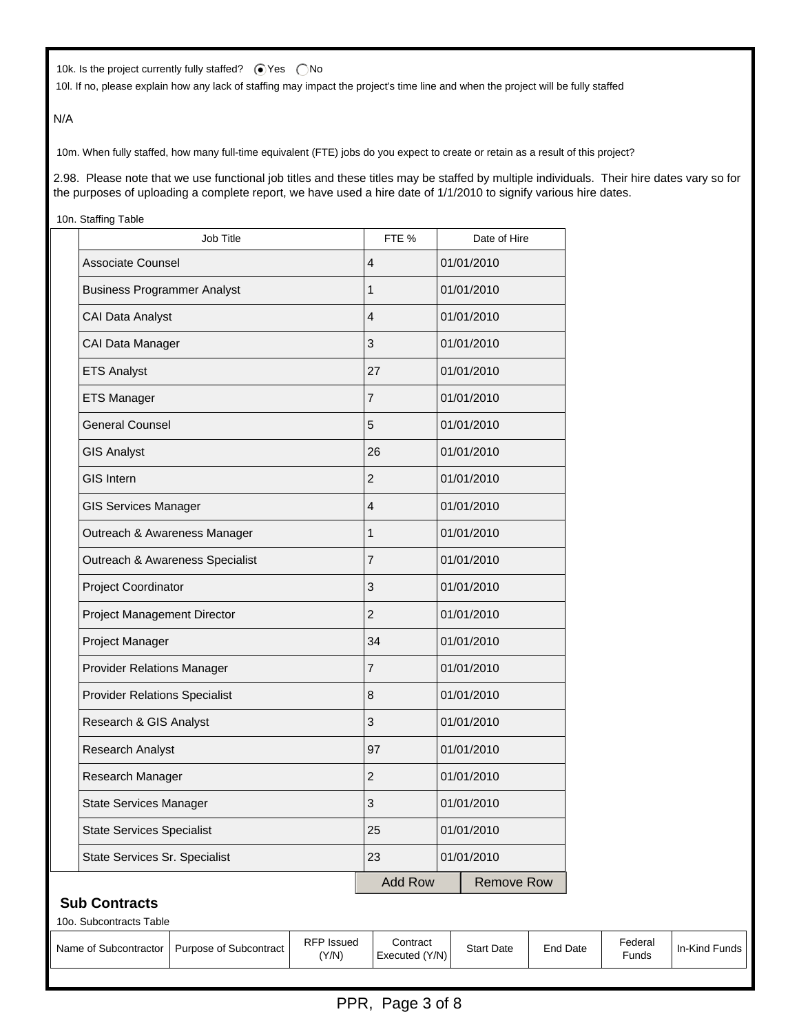10k. Is the project currently fully staffed? (•) Yes ( ) No

10l. If no, please explain how any lack of staffing may impact the project's time line and when the project will be fully staffed

N/A

10m. When fully staffed, how many full-time equivalent (FTE) jobs do you expect to create or retain as a result of this project?

2.98. Please note that we use functional job titles and these titles may be staffed by multiple individuals. Their hire dates vary so for the purposes of uploading a complete report, we have used a hire date of 1/1/2010 to signify various hire dates.

10n. Staffing Table

| Job Title | FTE % | Date of Hire |
|---|---|---|
| Associate Counsel | 4 | 01/01/2010 |
| Business Programmer Analyst | 1 | 01/01/2010 |
| CAI Data Analyst | 4 | 01/01/2010 |
| CAI Data Manager | 3 | 01/01/2010 |
| ETS Analyst | 27 | 01/01/2010 |
| ETS Manager | 7 | 01/01/2010 |
| General Counsel | 5 | 01/01/2010 |
| GIS Analyst | 26 | 01/01/2010 |
| GIS Intern | 2 | 01/01/2010 |
| GIS Services Manager | 4 | 01/01/2010 |
| Outreach & Awareness Manager | 1 | 01/01/2010 |
| Outreach & Awareness Specialist | 7 | 01/01/2010 |
| Project Coordinator | 3 | 01/01/2010 |
| Project Management Director | 2 | 01/01/2010 |
| Project Manager | 34 | 01/01/2010 |
| Provider Relations Manager | 7 | 01/01/2010 |
| Provider Relations Specialist | 8 | 01/01/2010 |
| Research & GIS Analyst | 3 | 01/01/2010 |
| Research Analyst | 97 | 01/01/2010 |
| Research Manager | 2 | 01/01/2010 |
| State Services Manager | 3 | 01/01/2010 |
| State Services Specialist | 25 | 01/01/2010 |
| State Services Sr. Specialist | 23 | 01/01/2010 |

Add Row | Remove Row

## Sub Contracts

10o. Subcontracts Table

| Name of Subcontractor | Purpose of Subcontract | RFP Issued (Y/N) | Contract Executed (Y/N) | Start Date | End Date | Federal Funds | In-Kind Funds |
|---|---|---|---|---|---|---|---|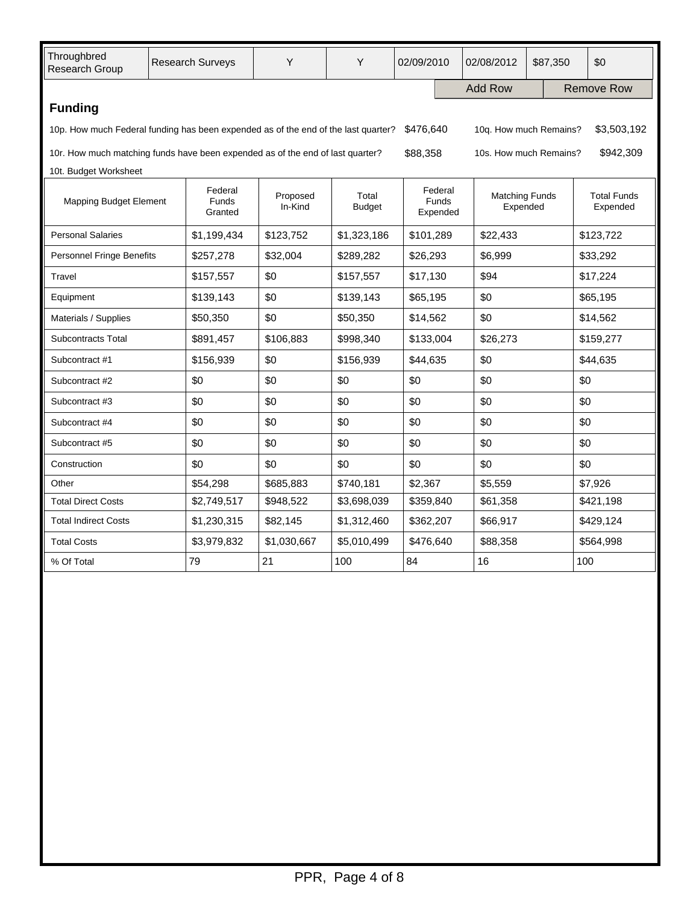| Throughbred Research Group | Research Surveys | Y | Y | 02/09/2010 | 02/08/2012 | $87,350 | $0 |
|---|---|---|---|---|---|---|---|

Add Row | Remove Row

## Funding

10p. How much Federal funding has been expended as of the end of the last quarter? $476,640

10q. How much Remains? $3,503,192

10r. How much matching funds have been expended as of the end of last quarter? $88,358

10s. How much Remains? $942,309

10t. Budget Worksheet

| Mapping Budget Element | Federal Funds Granted | Proposed In-Kind | Total Budget | Federal Funds Expended | Matching Funds Expended | Total Funds Expended |
|---|---|---|---|---|---|---|
| Personal Salaries | $1,199,434 | $123,752 | $1,323,186 | $101,289 | $22,433 | $123,722 |
| Personnel Fringe Benefits | $257,278 | $32,004 | $289,282 | $26,293 | $6,999 | $33,292 |
| Travel | $157,557 | $0 | $157,557 | $17,130 | $94 | $17,224 |
| Equipment | $139,143 | $0 | $139,143 | $65,195 | $0 | $65,195 |
| Materials / Supplies | $50,350 | $0 | $50,350 | $14,562 | $0 | $14,562 |
| Subcontracts Total | $891,457 | $106,883 | $998,340 | $133,004 | $26,273 | $159,277 |
| Subcontract #1 | $156,939 | $0 | $156,939 | $44,635 | $0 | $44,635 |
| Subcontract #2 | $0 | $0 | $0 | $0 | $0 | $0 |
| Subcontract #3 | $0 | $0 | $0 | $0 | $0 | $0 |
| Subcontract #4 | $0 | $0 | $0 | $0 | $0 | $0 |
| Subcontract #5 | $0 | $0 | $0 | $0 | $0 | $0 |
| Construction | $0 | $0 | $0 | $0 | $0 | $0 |
| Other | $54,298 | $685,883 | $740,181 | $2,367 | $5,559 | $7,926 |
| Total Direct Costs | $2,749,517 | $948,522 | $3,698,039 | $359,840 | $61,358 | $421,198 |
| Total Indirect Costs | $1,230,315 | $82,145 | $1,312,460 | $362,207 | $66,917 | $429,124 |
| Total Costs | $3,979,832 | $1,030,667 | $5,010,499 | $476,640 | $88,358 | $564,998 |
| % Of Total | 79 | 21 | 100 | 84 | 16 | 100 |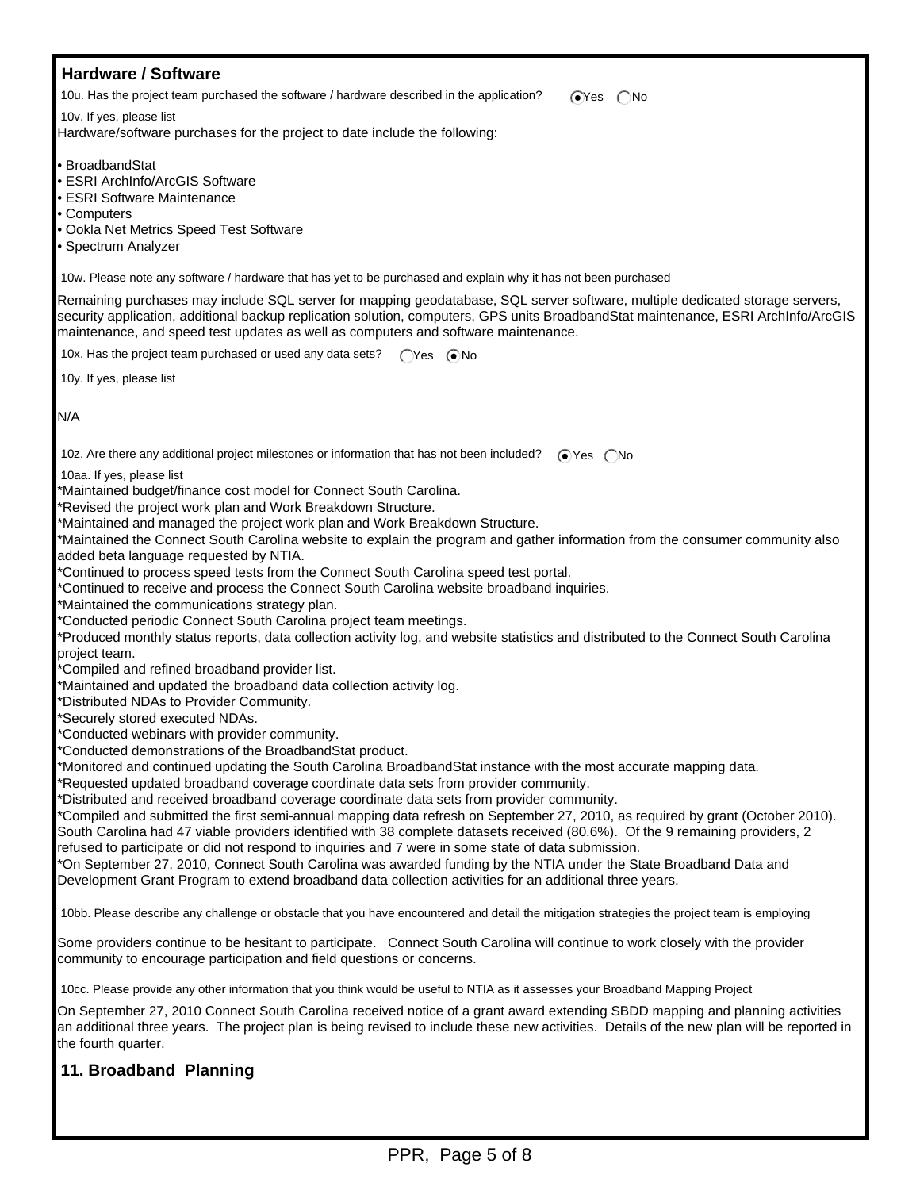## Hardware / Software

10u. Has the project team purchased the software / hardware described in the application? (•) Yes ( ) No

10v. If yes, please list

Hardware/software purchases for the project to date include the following:

- BroadbandStat
- ESRI ArchInfo/ArcGIS Software
- ESRI Software Maintenance
- Computers
- Ookla Net Metrics Speed Test Software
- Spectrum Analyzer

10w. Please note any software / hardware that has yet to be purchased and explain why it has not been purchased

Remaining purchases may include SQL server for mapping geodatabase, SQL server software, multiple dedicated storage servers, security application, additional backup replication solution, computers, GPS units BroadbandStat maintenance, ESRI ArchInfo/ArcGIS maintenance, and speed test updates as well as computers and software maintenance.

10x. Has the project team purchased or used any data sets? ( ) Yes (•) No

10y. If yes, please list

N/A

10z. Are there any additional project milestones or information that has not been included? (•) Yes ( ) No

10aa. If yes, please list

*Maintained budget/finance cost model for Connect South Carolina.
*Revised the project work plan and Work Breakdown Structure.
*Maintained and managed the project work plan and Work Breakdown Structure.
*Maintained the Connect South Carolina website to explain the program and gather information from the consumer community also added beta language requested by NTIA.
*Continued to process speed tests from the Connect South Carolina speed test portal.
*Continued to receive and process the Connect South Carolina website broadband inquiries.
*Maintained the communications strategy plan.
*Conducted periodic Connect South Carolina project team meetings.
*Produced monthly status reports, data collection activity log, and website statistics and distributed to the Connect South Carolina project team.
*Compiled and refined broadband provider list.
*Maintained and updated the broadband data collection activity log.
*Distributed NDAs to Provider Community.
*Securely stored executed NDAs.
*Conducted webinars with provider community.
*Conducted demonstrations of the BroadbandStat product.
*Monitored and continued updating the South Carolina BroadbandStat instance with the most accurate mapping data.
*Requested updated broadband coverage coordinate data sets from provider community.
*Distributed and received broadband coverage coordinate data sets from provider community.
*Compiled and submitted the first semi-annual mapping data refresh on September 27, 2010, as required by grant (October 2010). South Carolina had 47 viable providers identified with 38 complete datasets received (80.6%). Of the 9 remaining providers, 2 refused to participate or did not respond to inquiries and 7 were in some state of data submission.
*On September 27, 2010, Connect South Carolina was awarded funding by the NTIA under the State Broadband Data and Development Grant Program to extend broadband data collection activities for an additional three years.

10bb. Please describe any challenge or obstacle that you have encountered and detail the mitigation strategies the project team is employing

Some providers continue to be hesitant to participate. Connect South Carolina will continue to work closely with the provider community to encourage participation and field questions or concerns.

10cc. Please provide any other information that you think would be useful to NTIA as it assesses your Broadband Mapping Project

On September 27, 2010 Connect South Carolina received notice of a grant award extending SBDD mapping and planning activities an additional three years. The project plan is being revised to include these new activities. Details of the new plan will be reported in the fourth quarter.

## 11. Broadband Planning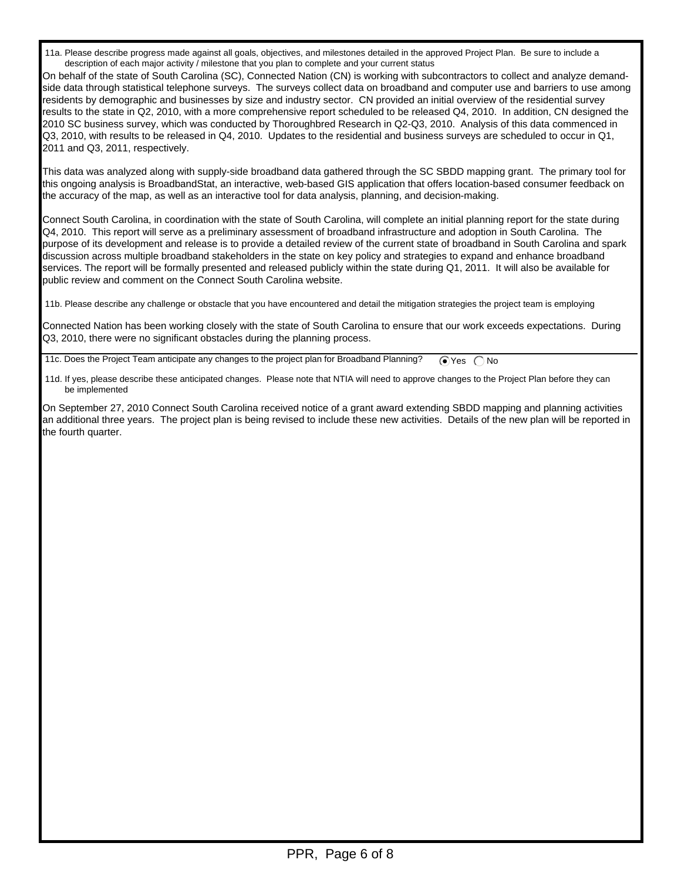11a. Please describe progress made against all goals, objectives, and milestones detailed in the approved Project Plan. Be sure to include a description of each major activity / milestone that you plan to complete and your current status

On behalf of the state of South Carolina (SC), Connected Nation (CN) is working with subcontractors to collect and analyze demand-side data through statistical telephone surveys. The surveys collect data on broadband and computer use and barriers to use among residents by demographic and businesses by size and industry sector. CN provided an initial overview of the residential survey results to the state in Q2, 2010, with a more comprehensive report scheduled to be released Q4, 2010. In addition, CN designed the 2010 SC business survey, which was conducted by Thoroughbred Research in Q2-Q3, 2010. Analysis of this data commenced in Q3, 2010, with results to be released in Q4, 2010. Updates to the residential and business surveys are scheduled to occur in Q1, 2011 and Q3, 2011, respectively.

This data was analyzed along with supply-side broadband data gathered through the SC SBDD mapping grant. The primary tool for this ongoing analysis is BroadbandStat, an interactive, web-based GIS application that offers location-based consumer feedback on the accuracy of the map, as well as an interactive tool for data analysis, planning, and decision-making.

Connect South Carolina, in coordination with the state of South Carolina, will complete an initial planning report for the state during Q4, 2010. This report will serve as a preliminary assessment of broadband infrastructure and adoption in South Carolina. The purpose of its development and release is to provide a detailed review of the current state of broadband in South Carolina and spark discussion across multiple broadband stakeholders in the state on key policy and strategies to expand and enhance broadband services. The report will be formally presented and released publicly within the state during Q1, 2011. It will also be available for public review and comment on the Connect South Carolina website.

11b. Please describe any challenge or obstacle that you have encountered and detail the mitigation strategies the project team is employing

Connected Nation has been working closely with the state of South Carolina to ensure that our work exceeds expectations. During Q3, 2010, there were no significant obstacles during the planning process.

11c. Does the Project Team anticipate any changes to the project plan for Broadband Planning? (●) Yes ( ) No

11d. If yes, please describe these anticipated changes. Please note that NTIA will need to approve changes to the Project Plan before they can be implemented

On September 27, 2010 Connect South Carolina received notice of a grant award extending SBDD mapping and planning activities an additional three years. The project plan is being revised to include these new activities. Details of the new plan will be reported in the fourth quarter.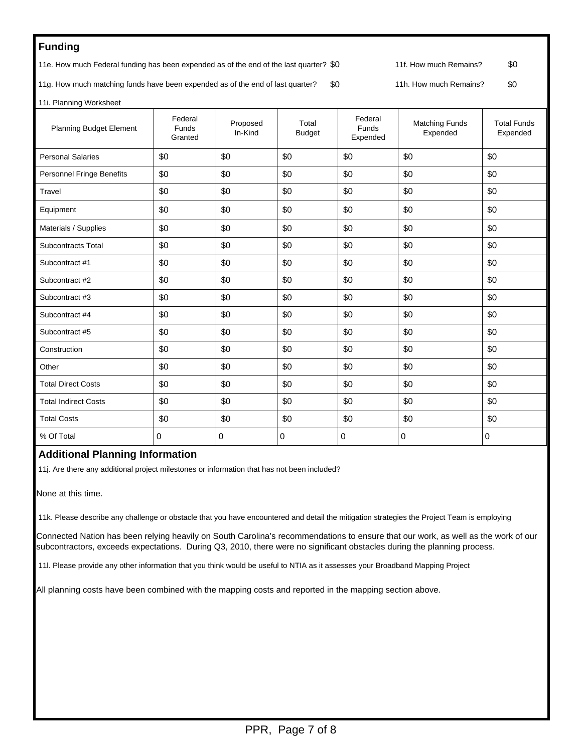## Funding

11e. How much Federal funding has been expended as of the end of the last quarter? $0

11f. How much Remains? $0

11g. How much matching funds have been expended as of the end of last quarter? $0

11h. How much Remains? $0

11i. Planning Worksheet

| Planning Budget Element | Federal Funds Granted | Proposed In-Kind | Total Budget | Federal Funds Expended | Matching Funds Expended | Total Funds Expended |
|---|---|---|---|---|---|---|
| Personal Salaries | $0 | $0 | $0 | $0 | $0 | $0 |
| Personnel Fringe Benefits | $0 | $0 | $0 | $0 | $0 | $0 |
| Travel | $0 | $0 | $0 | $0 | $0 | $0 |
| Equipment | $0 | $0 | $0 | $0 | $0 | $0 |
| Materials / Supplies | $0 | $0 | $0 | $0 | $0 | $0 |
| Subcontracts Total | $0 | $0 | $0 | $0 | $0 | $0 |
| Subcontract #1 | $0 | $0 | $0 | $0 | $0 | $0 |
| Subcontract #2 | $0 | $0 | $0 | $0 | $0 | $0 |
| Subcontract #3 | $0 | $0 | $0 | $0 | $0 | $0 |
| Subcontract #4 | $0 | $0 | $0 | $0 | $0 | $0 |
| Subcontract #5 | $0 | $0 | $0 | $0 | $0 | $0 |
| Construction | $0 | $0 | $0 | $0 | $0 | $0 |
| Other | $0 | $0 | $0 | $0 | $0 | $0 |
| Total Direct Costs | $0 | $0 | $0 | $0 | $0 | $0 |
| Total Indirect Costs | $0 | $0 | $0 | $0 | $0 | $0 |
| Total Costs | $0 | $0 | $0 | $0 | $0 | $0 |
| % Of Total | 0 | 0 | 0 | 0 | 0 | 0 |

## Additional Planning Information

11j. Are there any additional project milestones or information that has not been included?

None at this time.

11k. Please describe any challenge or obstacle that you have encountered and detail the mitigation strategies the Project Team is employing

Connected Nation has been relying heavily on South Carolina's recommendations to ensure that our work, as well as the work of our subcontractors, exceeds expectations. During Q3, 2010, there were no significant obstacles during the planning process.

11l. Please provide any other information that you think would be useful to NTIA as it assesses your Broadband Mapping Project

All planning costs have been combined with the mapping costs and reported in the mapping section above.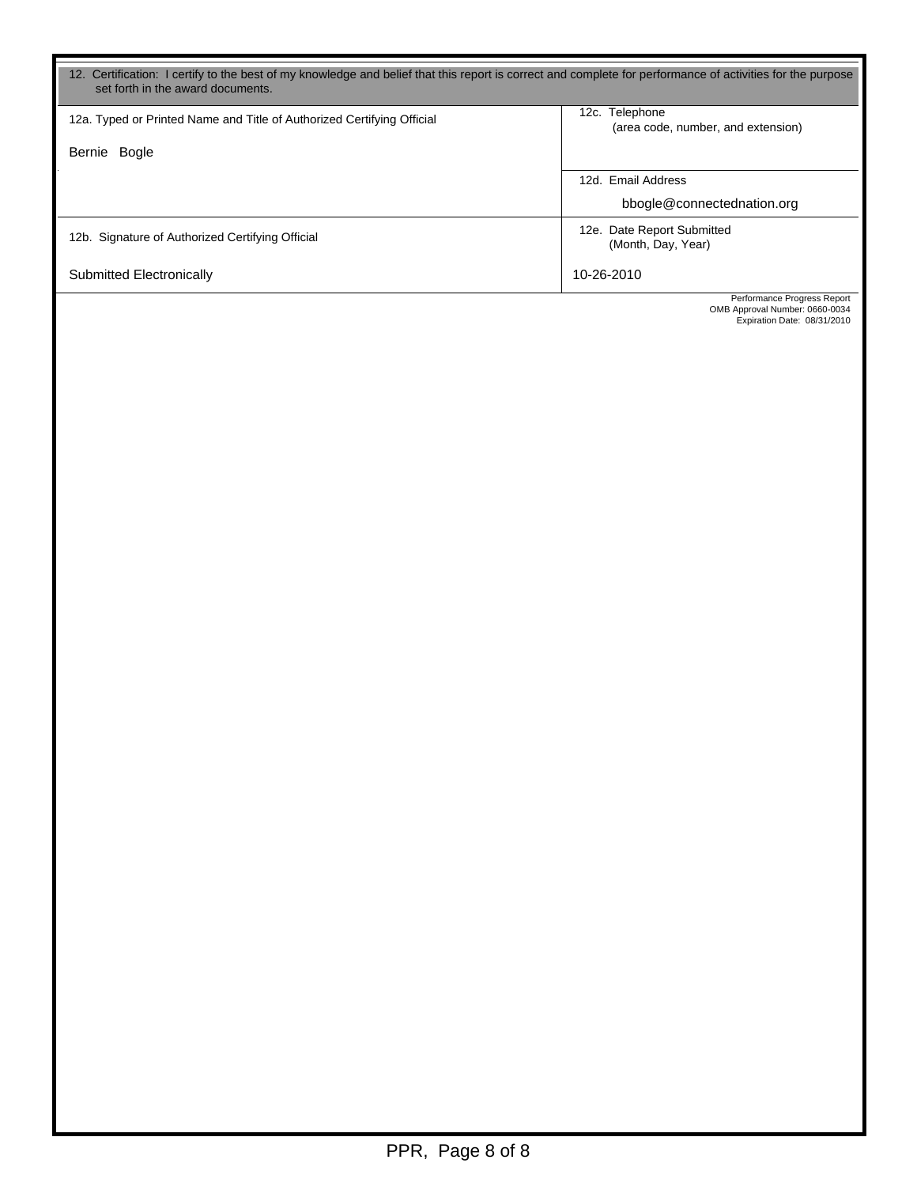12. Certification: I certify to the best of my knowledge and belief that this report is correct and complete for performance of activities for the purpose set forth in the award documents.

| | |
|---|---|
| 12a. Typed or Printed Name and Title of Authorized Certifying Official<br><br>Bernie Bogle | 12c. Telephone (area code, number, and extension) |
| | 12d. Email Address<br><br>bbogle@connectednation.org |
| 12b. Signature of Authorized Certifying Official<br><br>Submitted Electronically | 12e. Date Report Submitted (Month, Day, Year)<br><br>10-26-2010 |

Performance Progress Report
OMB Approval Number: 0660-0034
Expiration Date: 08/31/2010